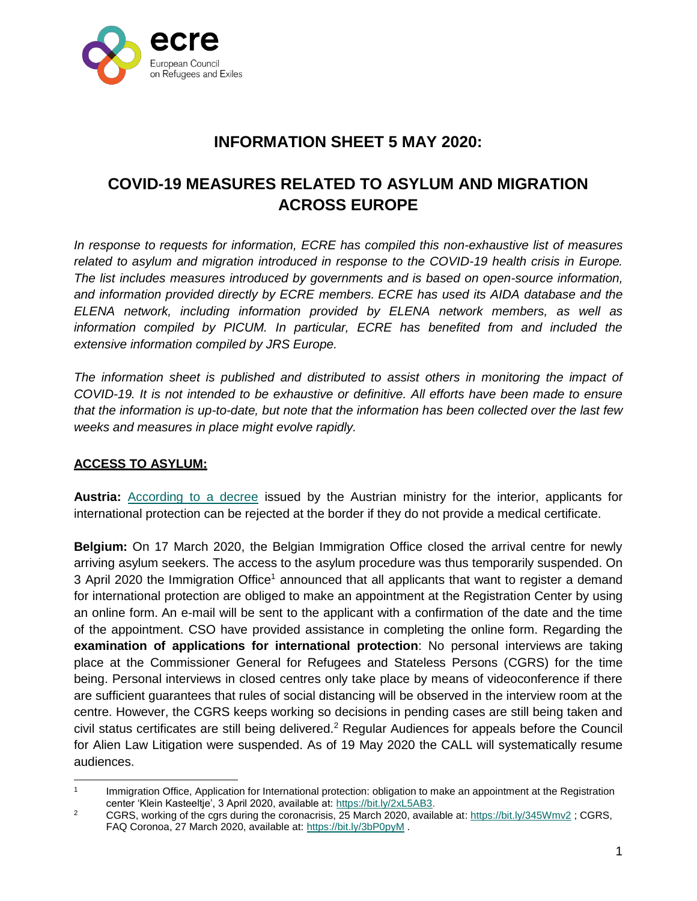# INFORMATION SHEET 5 MAY 2020:

# COVID-19 MEASURES RELATED TO ASYLUM AND MIGRATION ACROSS EUROPE

*In response to requests for information, ECRE has compiled this non-exhaustive list of measures related to asylum and migration introduced in response to the COVID-19 health crisis in Europe. The list includes measures introduced by governments and is based on open-source information, and information provided directly by ECRE members. ECRE has used its AIDA database and the ELENA network, including information provided by ELENA network members, as well as information compiled by PICUM. In particular, ECRE has benefited from and included the extensive information compiled by JRS Europe.*

*The information sheet is published and distributed to assist others in monitoring the impact of COVID-19. It is not intended to be exhaustive or definitive. All efforts have been made to ensure that the information is up-to-date, but note that the information has been collected over the last few weeks and measures in place might evolve rapidly.*

## ACCESS TO ASYLUM:

**Austria:** According to a decree issued by the Austrian ministry for the interior, applicants for international protection can be rejected at the border if they do not provide a medical certificate.

**Belgium:** On 17 March 2020, the Belgian Immigration Office closed the arrival centre for newly arriving asylum seekers. The access to the asylum procedure was thus temporarily suspended. On 3 April 2020 the Immigration Office[1] announced that all applicants that want to register a demand for international protection are obliged to make an appointment at the Registration Center by using an online form. An e-mail will be sent to the applicant with a confirmation of the date and the time of the appointment. CSO have provided assistance in completing the online form. Regarding the **examination of applications for international protection**: No personal interviews are taking place at the Commissioner General for Refugees and Stateless Persons (CGRS) for the time being. Personal interviews in closed centres only take place by means of videoconference if there are sufficient guarantees that rules of social distancing will be observed in the interview room at the centre. However, the CGRS keeps working so decisions in pending cases are still being taken and civil status certificates are still being delivered.[2] Regular Audiences for appeals before the Council for Alien Law Litigation were suspended. As of 19 May 2020 the CALL will systematically resume audiences.

---

[1] Immigration Office, Application for International protection: obligation to make an appointment at the Registration center 'Klein Kasteeltje', 3 April 2020, available at: https://bit.ly/2xL5AB3.

[2] CGRS, working of the cgrs during the coronacrisis, 25 March 2020, available at: https://bit.ly/345Wmv2 ; CGRS, FAQ Coronoa, 27 March 2020, available at: https://bit.ly/3bP0pyM .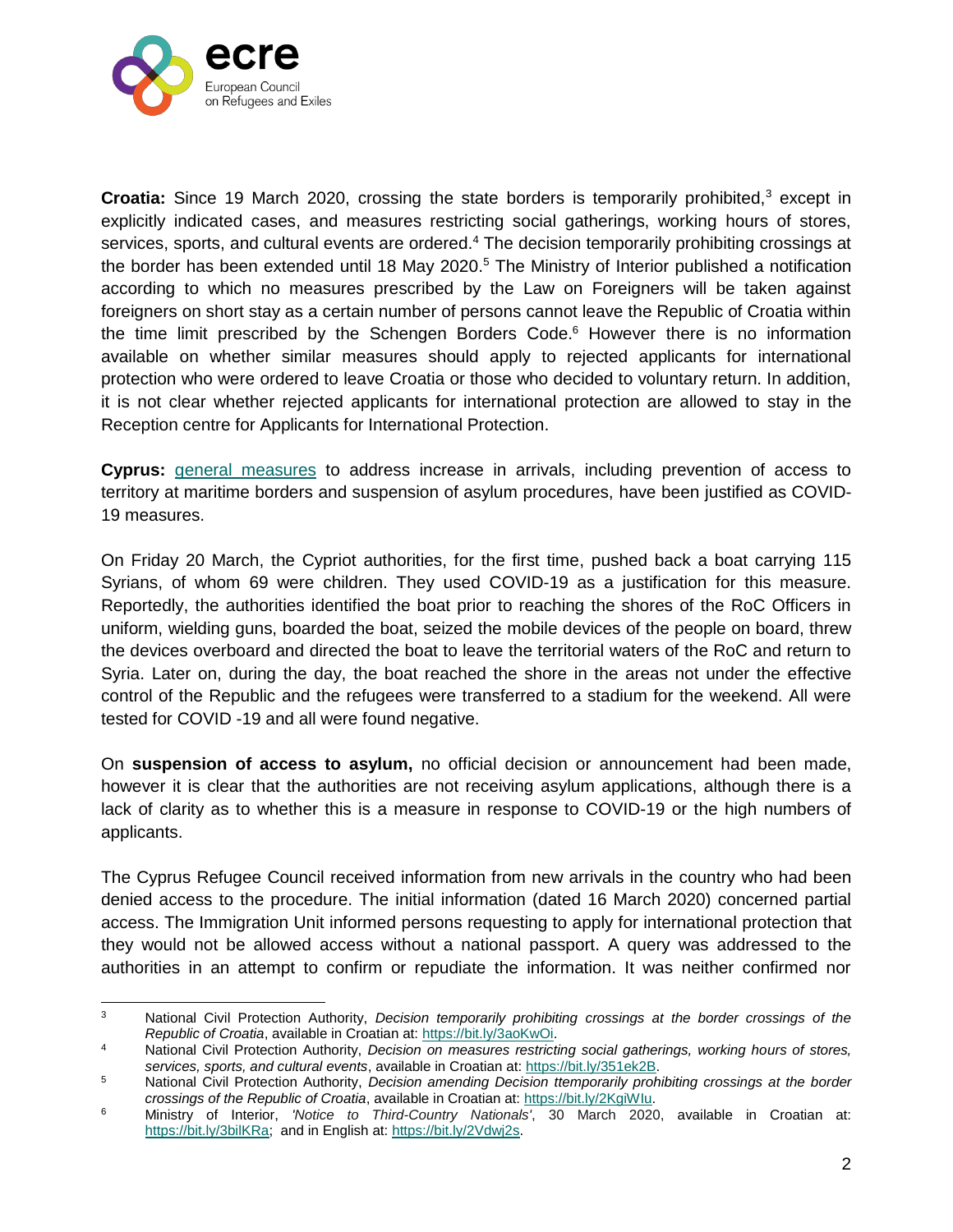**Croatia:** Since 19 March 2020, crossing the state borders is temporarily prohibited,[3] except in explicitly indicated cases, and measures restricting social gatherings, working hours of stores, services, sports, and cultural events are ordered.[4] The decision temporarily prohibiting crossings at the border has been extended until 18 May 2020.[5] The Ministry of Interior published a notification according to which no measures prescribed by the Law on Foreigners will be taken against foreigners on short stay as a certain number of persons cannot leave the Republic of Croatia within the time limit prescribed by the Schengen Borders Code.[6] However there is no information available on whether similar measures should apply to rejected applicants for international protection who were ordered to leave Croatia or those who decided to voluntary return. In addition, it is not clear whether rejected applicants for international protection are allowed to stay in the Reception centre for Applicants for International Protection.

**Cyprus:** general measures to address increase in arrivals, including prevention of access to territory at maritime borders and suspension of asylum procedures, have been justified as COVID-19 measures.

On Friday 20 March, the Cypriot authorities, for the first time, pushed back a boat carrying 115 Syrians, of whom 69 were children. They used COVID-19 as a justification for this measure. Reportedly, the authorities identified the boat prior to reaching the shores of the RoC Officers in uniform, wielding guns, boarded the boat, seized the mobile devices of the people on board, threw the devices overboard and directed the boat to leave the territorial waters of the RoC and return to Syria. Later on, during the day, the boat reached the shore in the areas not under the effective control of the Republic and the refugees were transferred to a stadium for the weekend. All were tested for COVID -19 and all were found negative.

On **suspension of access to asylum,** no official decision or announcement had been made, however it is clear that the authorities are not receiving asylum applications, although there is a lack of clarity as to whether this is a measure in response to COVID-19 or the high numbers of applicants.

The Cyprus Refugee Council received information from new arrivals in the country who had been denied access to the procedure. The initial information (dated 16 March 2020) concerned partial access. The Immigration Unit informed persons requesting to apply for international protection that they would not be allowed access without a national passport. A query was addressed to the authorities in an attempt to confirm or repudiate the information. It was neither confirmed nor

---

[3] National Civil Protection Authority, *Decision temporarily prohibiting crossings at the border crossings of the Republic of Croatia*, available in Croatian at: https://bit.ly/3aoKwOi.

[4] National Civil Protection Authority, *Decision on measures restricting social gatherings, working hours of stores, services, sports, and cultural events*, available in Croatian at: https://bit.ly/351ek2B.

[5] National Civil Protection Authority, *Decision amending Decision ttemporarily prohibiting crossings at the border crossings of the Republic of Croatia*, available in Croatian at: https://bit.ly/2KgiWIu.

[6] Ministry of Interior, *'Notice to Third-Country Nationals'*, 30 March 2020, available in Croatian at: https://bit.ly/3bilKRa; and in English at: https://bit.ly/2Vdwj2s.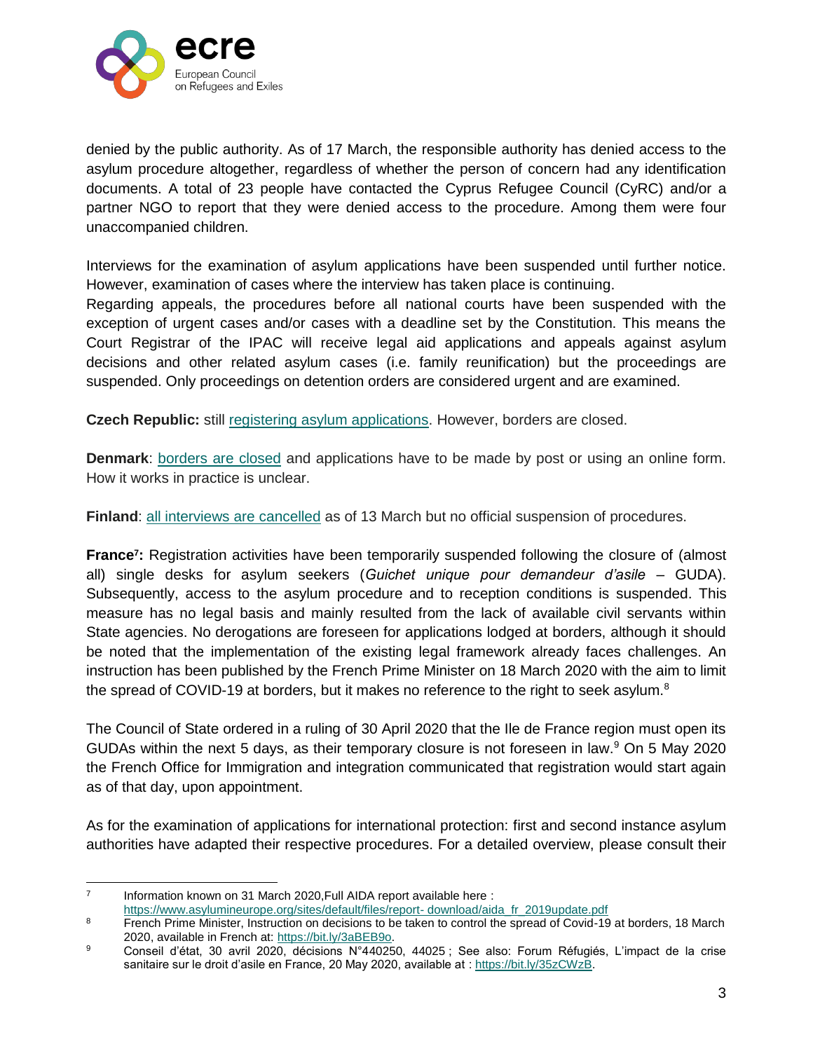denied by the public authority. As of 17 March, the responsible authority has denied access to the asylum procedure altogether, regardless of whether the person of concern had any identification documents. A total of 23 people have contacted the Cyprus Refugee Council (CyRC) and/or a partner NGO to report that they were denied access to the procedure. Among them were four unaccompanied children.

Interviews for the examination of asylum applications have been suspended until further notice. However, examination of cases where the interview has taken place is continuing.
Regarding appeals, the procedures before all national courts have been suspended with the exception of urgent cases and/or cases with a deadline set by the Constitution. This means the Court Registrar of the IPAC will receive legal aid applications and appeals against asylum decisions and other related asylum cases (i.e. family reunification) but the proceedings are suspended. Only proceedings on detention orders are considered urgent and are examined.

**Czech Republic:** still registering asylum applications. However, borders are closed.

**Denmark**: borders are closed and applications have to be made by post or using an online form. How it works in practice is unclear.

**Finland**: all interviews are cancelled as of 13 March but no official suspension of procedures.

**France[7]:** Registration activities have been temporarily suspended following the closure of (almost all) single desks for asylum seekers (*Guichet unique pour demandeur d'asile* – GUDA). Subsequently, access to the asylum procedure and to reception conditions is suspended. This measure has no legal basis and mainly resulted from the lack of available civil servants within State agencies. No derogations are foreseen for applications lodged at borders, although it should be noted that the implementation of the existing legal framework already faces challenges. An instruction has been published by the French Prime Minister on 18 March 2020 with the aim to limit the spread of COVID-19 at borders, but it makes no reference to the right to seek asylum.[8]

The Council of State ordered in a ruling of 30 April 2020 that the Ile de France region must open its GUDAs within the next 5 days, as their temporary closure is not foreseen in law.[9] On 5 May 2020 the French Office for Immigration and integration communicated that registration would start again as of that day, upon appointment.

As for the examination of applications for international protection: first and second instance asylum authorities have adapted their respective procedures. For a detailed overview, please consult their

---

[7] Information known on 31 March 2020,Full AIDA report available here : https://www.asylumineurope.org/sites/default/files/report- download/aida_fr_2019update.pdf

[8] French Prime Minister, Instruction on decisions to be taken to control the spread of Covid-19 at borders, 18 March 2020, available in French at: https://bit.ly/3aBEB9o.

[9] Conseil d'état, 30 avril 2020, décisions N°440250, 44025 ; See also: Forum Réfugiés, L'impact de la crise sanitaire sur le droit d'asile en France, 20 May 2020, available at : https://bit.ly/35zCWzB.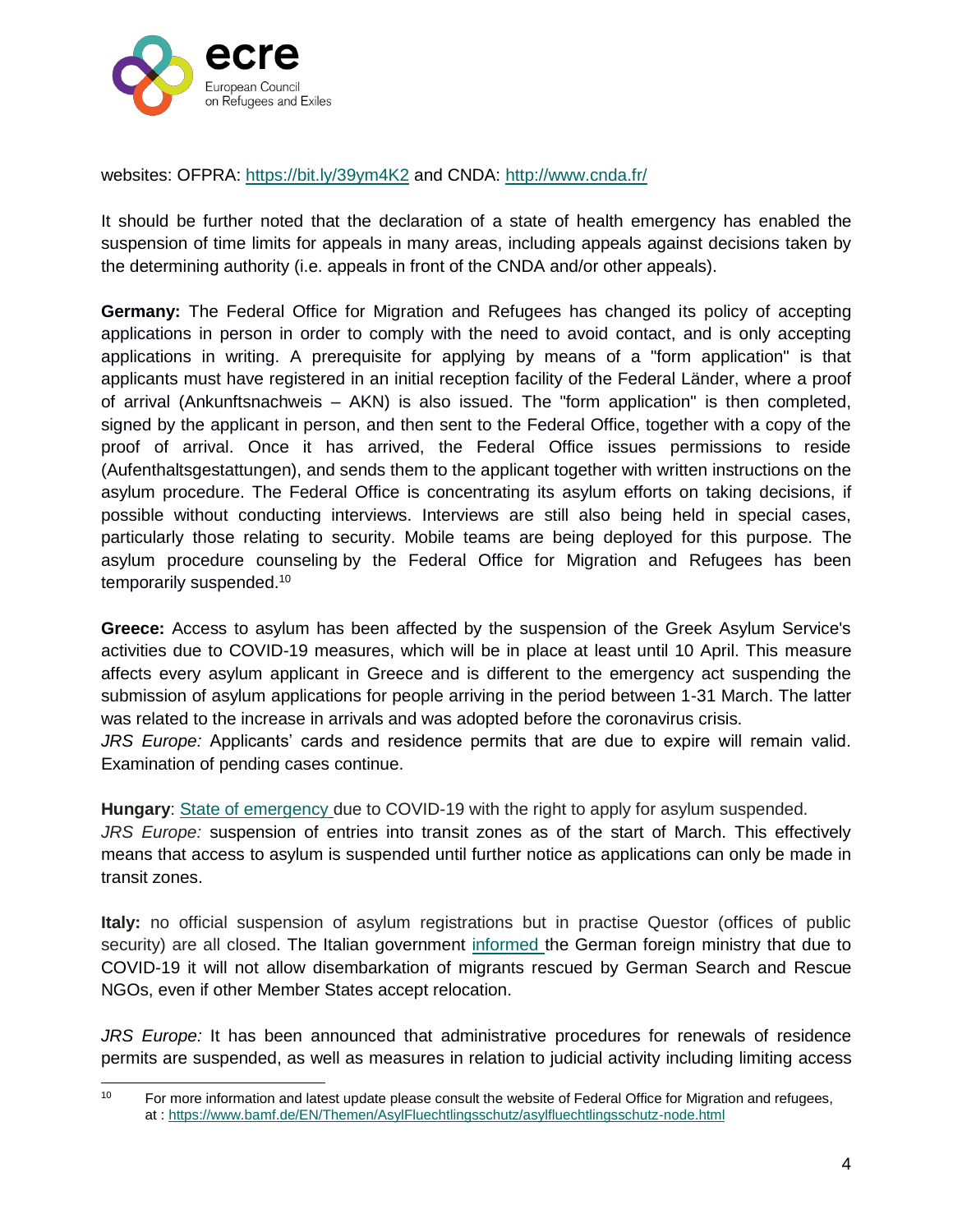websites: OFPRA: https://bit.ly/39ym4K2 and CNDA: http://www.cnda.fr/

It should be further noted that the declaration of a state of health emergency has enabled the suspension of time limits for appeals in many areas, including appeals against decisions taken by the determining authority (i.e. appeals in front of the CNDA and/or other appeals).

**Germany:** The Federal Office for Migration and Refugees has changed its policy of accepting applications in person in order to comply with the need to avoid contact, and is only accepting applications in writing. A prerequisite for applying by means of a "form application" is that applicants must have registered in an initial reception facility of the Federal Länder, where a proof of arrival (Ankunftsnachweis – AKN) is also issued. The "form application" is then completed, signed by the applicant in person, and then sent to the Federal Office, together with a copy of the proof of arrival. Once it has arrived, the Federal Office issues permissions to reside (Aufenthaltsgestattungen), and sends them to the applicant together with written instructions on the asylum procedure. The Federal Office is concentrating its asylum efforts on taking decisions, if possible without conducting interviews. Interviews are still also being held in special cases, particularly those relating to security. Mobile teams are being deployed for this purpose. The asylum procedure counseling by the Federal Office for Migration and Refugees has been temporarily suspended.[10]

**Greece:** Access to asylum has been affected by the suspension of the Greek Asylum Service's activities due to COVID-19 measures, which will be in place at least until 10 April. This measure affects every asylum applicant in Greece and is different to the emergency act suspending the submission of asylum applications for people arriving in the period between 1-31 March. The latter was related to the increase in arrivals and was adopted before the coronavirus crisis.
*JRS Europe:* Applicants' cards and residence permits that are due to expire will remain valid. Examination of pending cases continue.

**Hungary**: State of emergency due to COVID-19 with the right to apply for asylum suspended.
*JRS Europe:* suspension of entries into transit zones as of the start of March. This effectively means that access to asylum is suspended until further notice as applications can only be made in transit zones.

**Italy:** no official suspension of asylum registrations but in practise Questor (offices of public security) are all closed. The Italian government informed the German foreign ministry that due to COVID-19 it will not allow disembarkation of migrants rescued by German Search and Rescue NGOs, even if other Member States accept relocation.

*JRS Europe:* It has been announced that administrative procedures for renewals of residence permits are suspended, as well as measures in relation to judicial activity including limiting access

---

[10] For more information and latest update please consult the website of Federal Office for Migration and refugees, at : https://www.bamf.de/EN/Themen/AsylFluechtlingsschutz/asylfluechtlingsschutz-node.html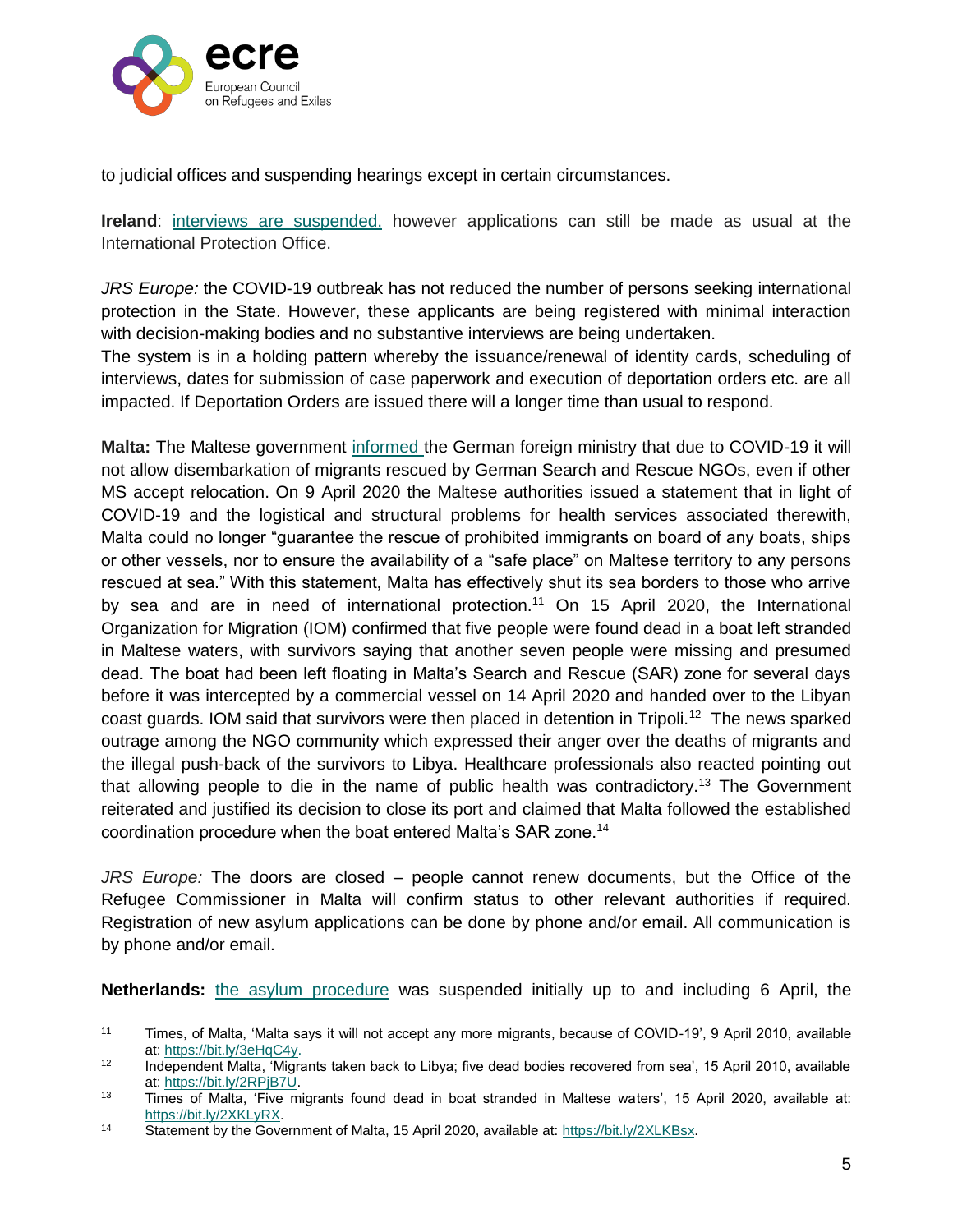to judicial offices and suspending hearings except in certain circumstances.

**Ireland**: interviews are suspended, however applications can still be made as usual at the International Protection Office.

*JRS Europe:* the COVID-19 outbreak has not reduced the number of persons seeking international protection in the State. However, these applicants are being registered with minimal interaction with decision-making bodies and no substantive interviews are being undertaken.
The system is in a holding pattern whereby the issuance/renewal of identity cards, scheduling of interviews, dates for submission of case paperwork and execution of deportation orders etc. are all impacted. If Deportation Orders are issued there will a longer time than usual to respond.

**Malta:** The Maltese government informed the German foreign ministry that due to COVID-19 it will not allow disembarkation of migrants rescued by German Search and Rescue NGOs, even if other MS accept relocation. On 9 April 2020 the Maltese authorities issued a statement that in light of COVID-19 and the logistical and structural problems for health services associated therewith, Malta could no longer "guarantee the rescue of prohibited immigrants on board of any boats, ships or other vessels, nor to ensure the availability of a "safe place" on Maltese territory to any persons rescued at sea." With this statement, Malta has effectively shut its sea borders to those who arrive by sea and are in need of international protection.[11] On 15 April 2020, the International Organization for Migration (IOM) confirmed that five people were found dead in a boat left stranded in Maltese waters, with survivors saying that another seven people were missing and presumed dead. The boat had been left floating in Malta's Search and Rescue (SAR) zone for several days before it was intercepted by a commercial vessel on 14 April 2020 and handed over to the Libyan coast guards. IOM said that survivors were then placed in detention in Tripoli.[12] The news sparked outrage among the NGO community which expressed their anger over the deaths of migrants and the illegal push-back of the survivors to Libya. Healthcare professionals also reacted pointing out that allowing people to die in the name of public health was contradictory.[13] The Government reiterated and justified its decision to close its port and claimed that Malta followed the established coordination procedure when the boat entered Malta's SAR zone.[14]

*JRS Europe:* The doors are closed – people cannot renew documents, but the Office of the Refugee Commissioner in Malta will confirm status to other relevant authorities if required. Registration of new asylum applications can be done by phone and/or email. All communication is by phone and/or email.

**Netherlands:** the asylum procedure was suspended initially up to and including 6 April, the

---

[11] Times, of Malta, 'Malta says it will not accept any more migrants, because of COVID-19', 9 April 2010, available at: https://bit.ly/3eHqC4y.

[12] Independent Malta, 'Migrants taken back to Libya; five dead bodies recovered from sea', 15 April 2010, available at: https://bit.ly/2RPjB7U.

[13] Times of Malta, 'Five migrants found dead in boat stranded in Maltese waters', 15 April 2020, available at: https://bit.ly/2XKLyRX.

[14] Statement by the Government of Malta, 15 April 2020, available at: https://bit.ly/2XLKBsx.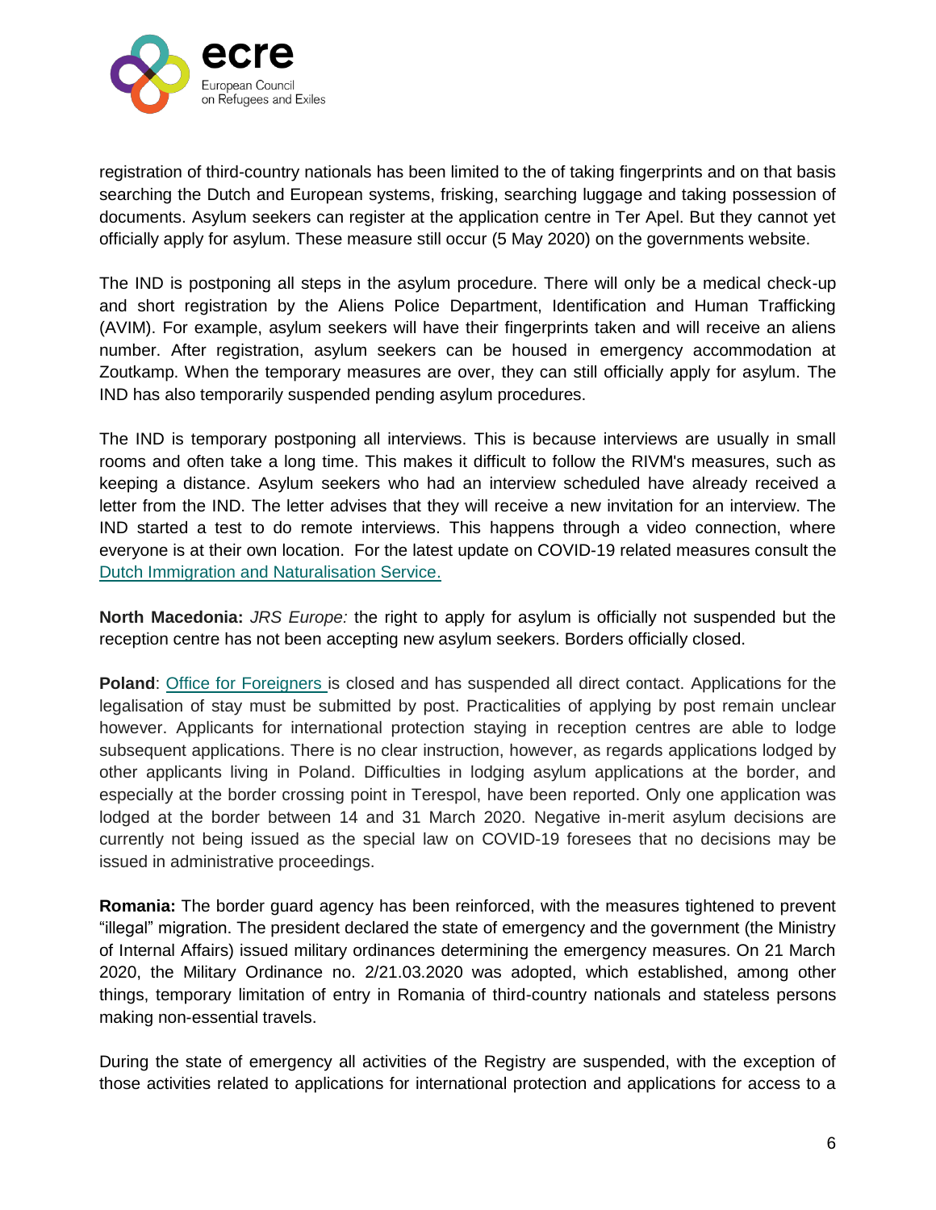registration of third-country nationals has been limited to the of taking fingerprints and on that basis searching the Dutch and European systems, frisking, searching luggage and taking possession of documents. Asylum seekers can register at the application centre in Ter Apel. But they cannot yet officially apply for asylum. These measure still occur (5 May 2020) on the governments website.

The IND is postponing all steps in the asylum procedure. There will only be a medical check-up and short registration by the Aliens Police Department, Identification and Human Trafficking (AVIM). For example, asylum seekers will have their fingerprints taken and will receive an aliens number. After registration, asylum seekers can be housed in emergency accommodation at Zoutkamp. When the temporary measures are over, they can still officially apply for asylum. The IND has also temporarily suspended pending asylum procedures.

The IND is temporary postponing all interviews. This is because interviews are usually in small rooms and often take a long time. This makes it difficult to follow the RIVM's measures, such as keeping a distance. Asylum seekers who had an interview scheduled have already received a letter from the IND. The letter advises that they will receive a new invitation for an interview. The IND started a test to do remote interviews. This happens through a video connection, where everyone is at their own location. For the latest update on COVID-19 related measures consult the Dutch Immigration and Naturalisation Service.

**North Macedonia:** *JRS Europe:* the right to apply for asylum is officially not suspended but the reception centre has not been accepting new asylum seekers. Borders officially closed.

**Poland**: Office for Foreigners is closed and has suspended all direct contact. Applications for the legalisation of stay must be submitted by post. Practicalities of applying by post remain unclear however. Applicants for international protection staying in reception centres are able to lodge subsequent applications. There is no clear instruction, however, as regards applications lodged by other applicants living in Poland. Difficulties in lodging asylum applications at the border, and especially at the border crossing point in Terespol, have been reported. Only one application was lodged at the border between 14 and 31 March 2020. Negative in-merit asylum decisions are currently not being issued as the special law on COVID-19 foresees that no decisions may be issued in administrative proceedings.

**Romania:** The border guard agency has been reinforced, with the measures tightened to prevent "illegal" migration. The president declared the state of emergency and the government (the Ministry of Internal Affairs) issued military ordinances determining the emergency measures. On 21 March 2020, the Military Ordinance no. 2/21.03.2020 was adopted, which established, among other things, temporary limitation of entry in Romania of third-country nationals and stateless persons making non-essential travels.

During the state of emergency all activities of the Registry are suspended, with the exception of those activities related to applications for international protection and applications for access to a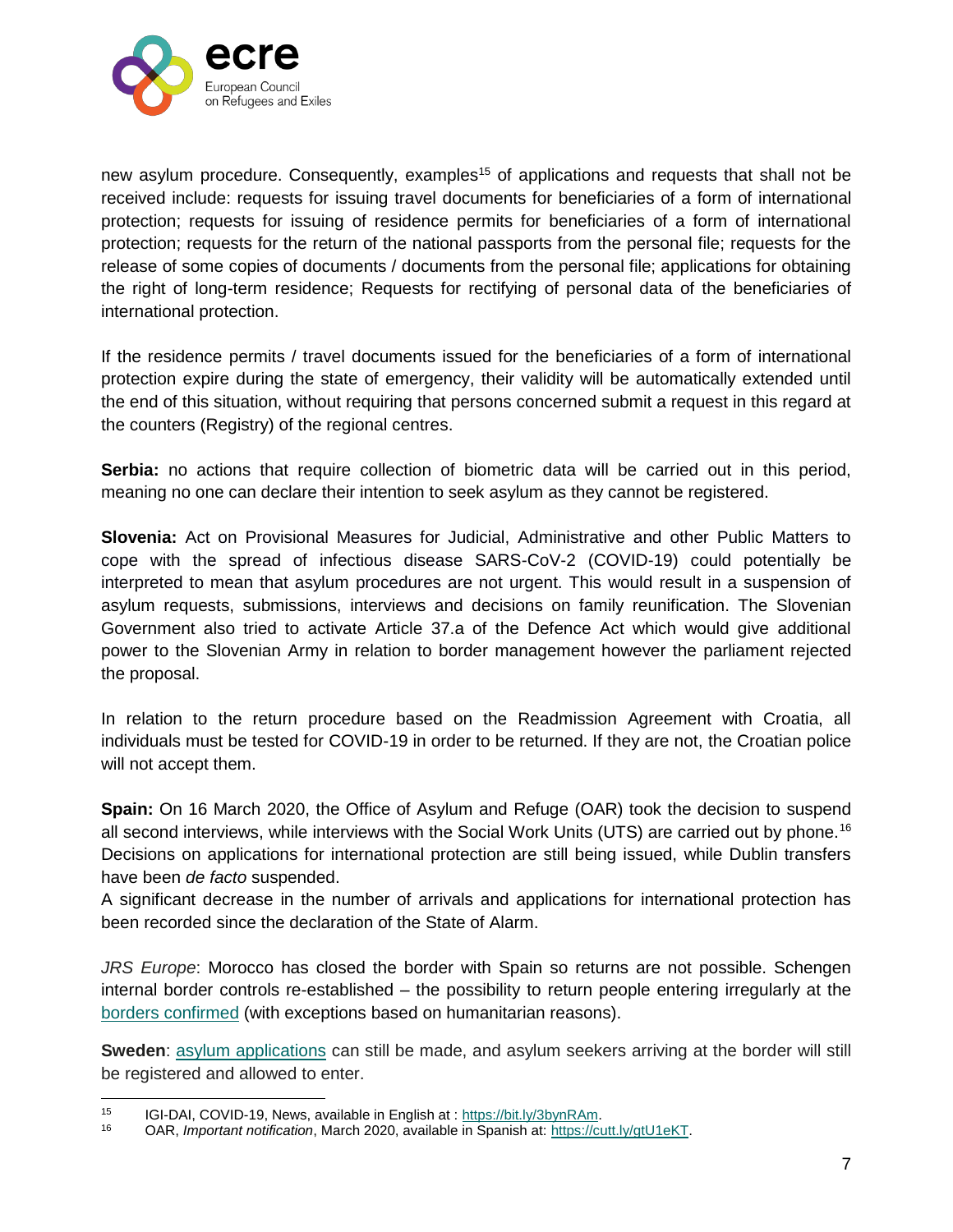new asylum procedure. Consequently, examples[15] of applications and requests that shall not be received include: requests for issuing travel documents for beneficiaries of a form of international protection; requests for issuing of residence permits for beneficiaries of a form of international protection; requests for the return of the national passports from the personal file; requests for the release of some copies of documents / documents from the personal file; applications for obtaining the right of long-term residence; Requests for rectifying of personal data of the beneficiaries of international protection.

If the residence permits / travel documents issued for the beneficiaries of a form of international protection expire during the state of emergency, their validity will be automatically extended until the end of this situation, without requiring that persons concerned submit a request in this regard at the counters (Registry) of the regional centres.

**Serbia:** no actions that require collection of biometric data will be carried out in this period, meaning no one can declare their intention to seek asylum as they cannot be registered.

**Slovenia:** Act on Provisional Measures for Judicial, Administrative and other Public Matters to cope with the spread of infectious disease SARS-CoV-2 (COVID-19) could potentially be interpreted to mean that asylum procedures are not urgent. This would result in a suspension of asylum requests, submissions, interviews and decisions on family reunification. The Slovenian Government also tried to activate Article 37.a of the Defence Act which would give additional power to the Slovenian Army in relation to border management however the parliament rejected the proposal.

In relation to the return procedure based on the Readmission Agreement with Croatia, all individuals must be tested for COVID-19 in order to be returned. If they are not, the Croatian police will not accept them.

**Spain:** On 16 March 2020, the Office of Asylum and Refuge (OAR) took the decision to suspend all second interviews, while interviews with the Social Work Units (UTS) are carried out by phone.[16] Decisions on applications for international protection are still being issued, while Dublin transfers have been *de facto* suspended.
A significant decrease in the number of arrivals and applications for international protection has been recorded since the declaration of the State of Alarm.

*JRS Europe*: Morocco has closed the border with Spain so returns are not possible. Schengen internal border controls re-established – the possibility to return people entering irregularly at the borders confirmed (with exceptions based on humanitarian reasons).

**Sweden**: asylum applications can still be made, and asylum seekers arriving at the border will still be registered and allowed to enter.

---

[15] IGI-DAI, COVID-19, News, available in English at : https://bit.ly/3bynRAm.

[16] OAR, *Important notification*, March 2020, available in Spanish at: https://cutt.ly/gtU1eKT.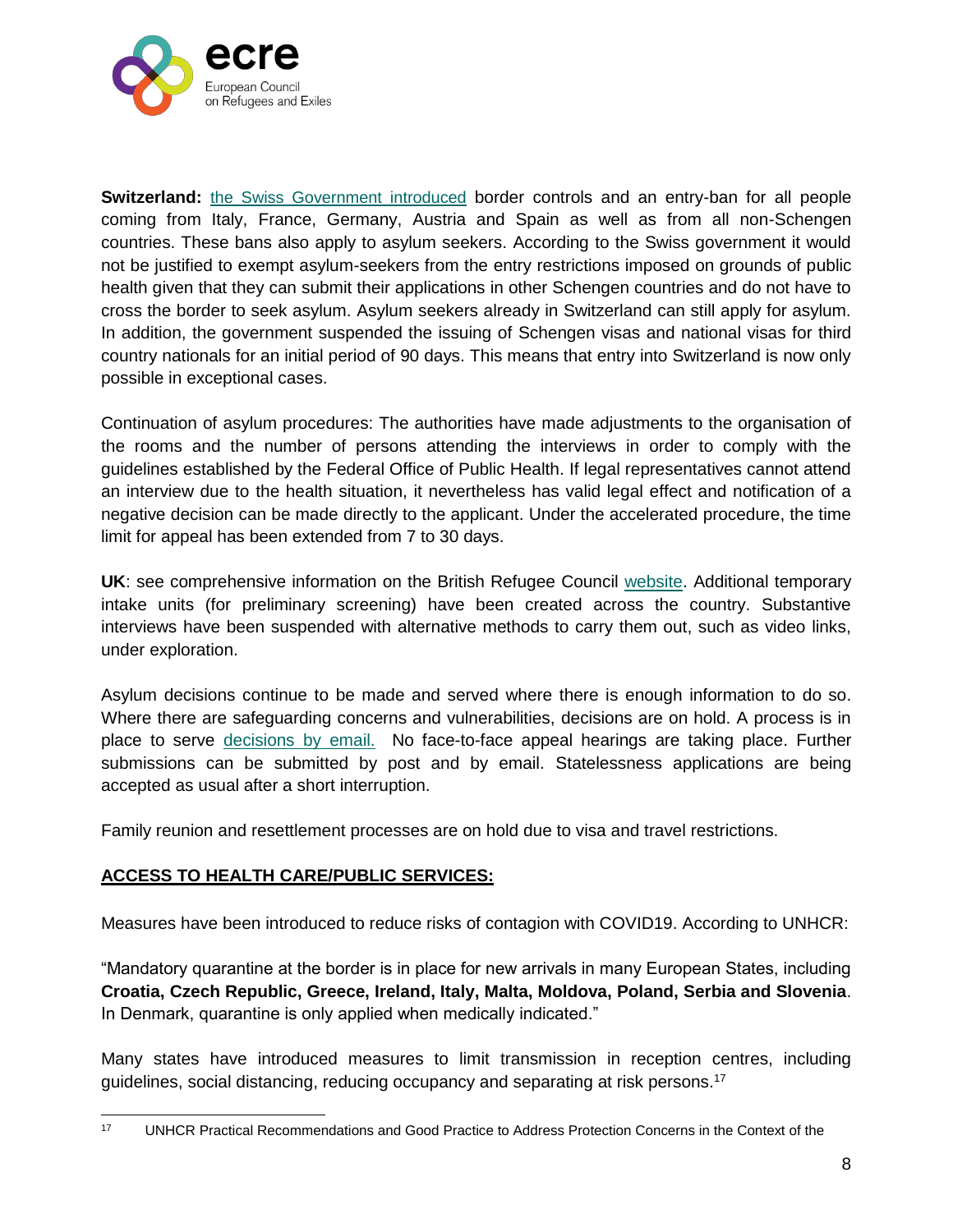**Switzerland:** the Swiss Government introduced border controls and an entry-ban for all people coming from Italy, France, Germany, Austria and Spain as well as from all non-Schengen countries. These bans also apply to asylum seekers. According to the Swiss government it would not be justified to exempt asylum-seekers from the entry restrictions imposed on grounds of public health given that they can submit their applications in other Schengen countries and do not have to cross the border to seek asylum. Asylum seekers already in Switzerland can still apply for asylum. In addition, the government suspended the issuing of Schengen visas and national visas for third country nationals for an initial period of 90 days. This means that entry into Switzerland is now only possible in exceptional cases.

Continuation of asylum procedures: The authorities have made adjustments to the organisation of the rooms and the number of persons attending the interviews in order to comply with the guidelines established by the Federal Office of Public Health. If legal representatives cannot attend an interview due to the health situation, it nevertheless has valid legal effect and notification of a negative decision can be made directly to the applicant. Under the accelerated procedure, the time limit for appeal has been extended from 7 to 30 days.

**UK**: see comprehensive information on the British Refugee Council website. Additional temporary intake units (for preliminary screening) have been created across the country. Substantive interviews have been suspended with alternative methods to carry them out, such as video links, under exploration.

Asylum decisions continue to be made and served where there is enough information to do so. Where there are safeguarding concerns and vulnerabilities, decisions are on hold. A process is in place to serve decisions by email. No face-to-face appeal hearings are taking place. Further submissions can be submitted by post and by email. Statelessness applications are being accepted as usual after a short interruption.

Family reunion and resettlement processes are on hold due to visa and travel restrictions.

## ACCESS TO HEALTH CARE/PUBLIC SERVICES:

Measures have been introduced to reduce risks of contagion with COVID19. According to UNHCR:

"Mandatory quarantine at the border is in place for new arrivals in many European States, including **Croatia, Czech Republic, Greece, Ireland, Italy, Malta, Moldova, Poland, Serbia and Slovenia**. In Denmark, quarantine is only applied when medically indicated."

Many states have introduced measures to limit transmission in reception centres, including guidelines, social distancing, reducing occupancy and separating at risk persons.[17]

[17] UNHCR Practical Recommendations and Good Practice to Address Protection Concerns in the Context of the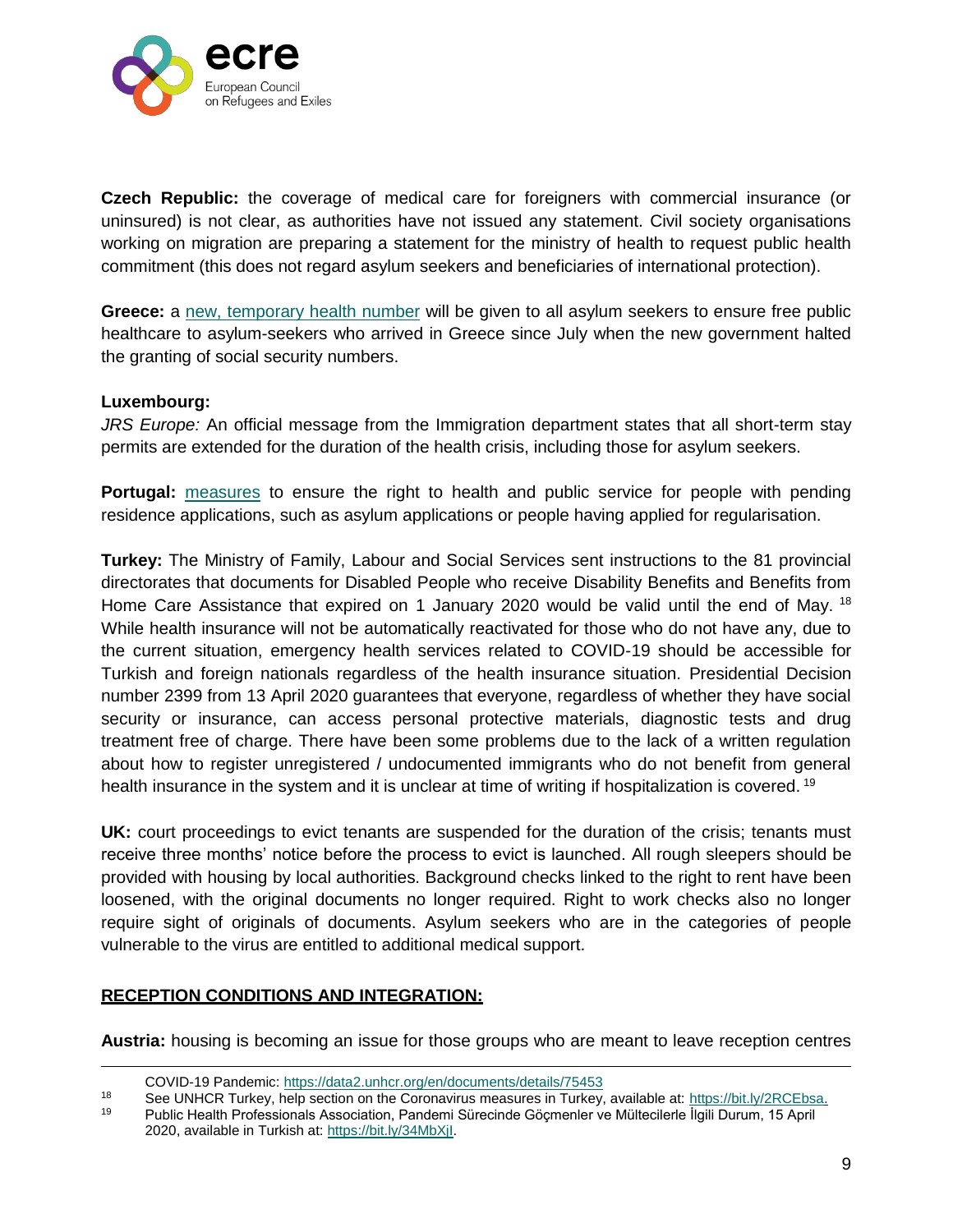**Czech Republic:** the coverage of medical care for foreigners with commercial insurance (or uninsured) is not clear, as authorities have not issued any statement. Civil society organisations working on migration are preparing a statement for the ministry of health to request public health commitment (this does not regard asylum seekers and beneficiaries of international protection).

**Greece:** a [new, temporary health number](#) will be given to all asylum seekers to ensure free public healthcare to asylum-seekers who arrived in Greece since July when the new government halted the granting of social security numbers.

**Luxembourg:**
*JRS Europe:* An official message from the Immigration department states that all short-term stay permits are extended for the duration of the health crisis, including those for asylum seekers.

**Portugal:** [measures](#) to ensure the right to health and public service for people with pending residence applications, such as asylum applications or people having applied for regularisation.

**Turkey:** The Ministry of Family, Labour and Social Services sent instructions to the 81 provincial directorates that documents for Disabled People who receive Disability Benefits and Benefits from Home Care Assistance that expired on 1 January 2020 would be valid until the end of May. [18] While health insurance will not be automatically reactivated for those who do not have any, due to the current situation, emergency health services related to COVID-19 should be accessible for Turkish and foreign nationals regardless of the health insurance situation. Presidential Decision number 2399 from 13 April 2020 guarantees that everyone, regardless of whether they have social security or insurance, can access personal protective materials, diagnostic tests and drug treatment free of charge. There have been some problems due to the lack of a written regulation about how to register unregistered / undocumented immigrants who do not benefit from general health insurance in the system and it is unclear at time of writing if hospitalization is covered. [19]

**UK:** court proceedings to evict tenants are suspended for the duration of the crisis; tenants must receive three months' notice before the process to evict is launched. All rough sleepers should be provided with housing by local authorities. Background checks linked to the right to rent have been loosened, with the original documents no longer required. Right to work checks also no longer require sight of originals of documents. Asylum seekers who are in the categories of people vulnerable to the virus are entitled to additional medical support.

## RECEPTION CONDITIONS AND INTEGRATION:

**Austria:** housing is becoming an issue for those groups who are meant to leave reception centres

---

COVID-19 Pandemic: https://data2.unhcr.org/en/documents/details/75453

[18] See UNHCR Turkey, help section on the Coronavirus measures in Turkey, available at: https://bit.ly/2RCEbsa.

[19] Public Health Professionals Association, Pandemi Sürecinde Göçmenler ve Mültecilerle İlgili Durum, 15 April 2020, available in Turkish at: https://bit.ly/34MbXjI.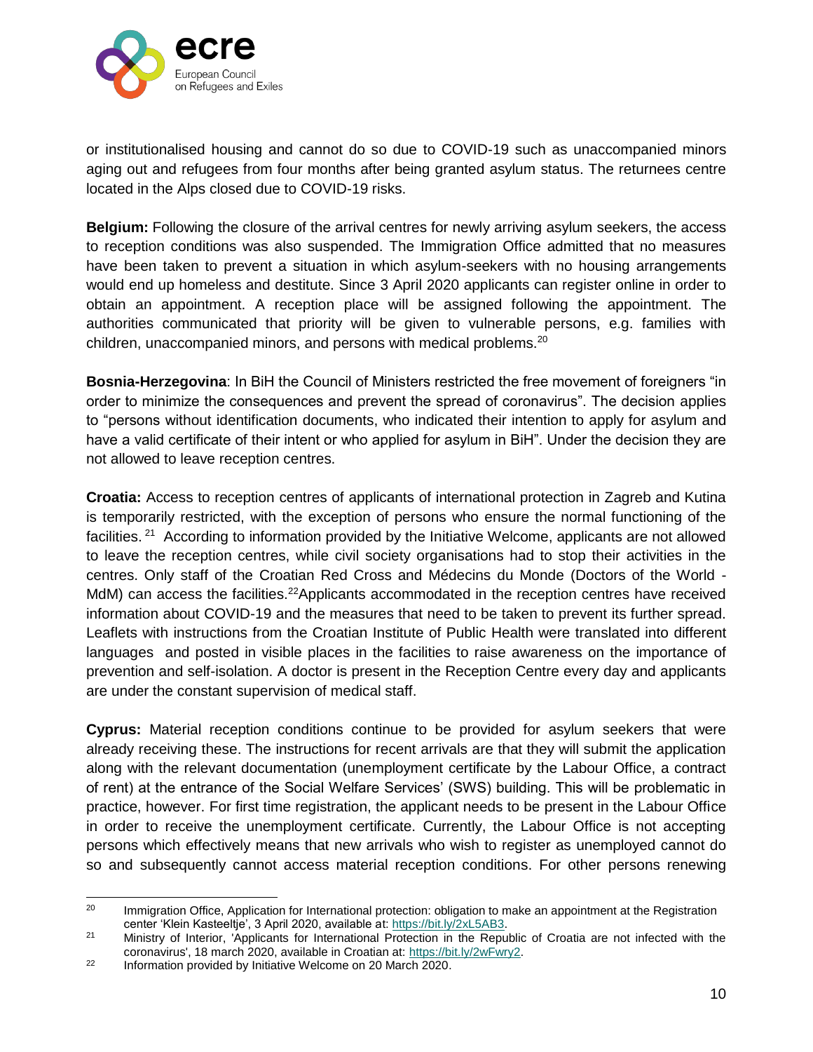or institutionalised housing and cannot do so due to COVID-19 such as unaccompanied minors aging out and refugees from four months after being granted asylum status. The returnees centre located in the Alps closed due to COVID-19 risks.

**Belgium:** Following the closure of the arrival centres for newly arriving asylum seekers, the access to reception conditions was also suspended. The Immigration Office admitted that no measures have been taken to prevent a situation in which asylum-seekers with no housing arrangements would end up homeless and destitute. Since 3 April 2020 applicants can register online in order to obtain an appointment. A reception place will be assigned following the appointment. The authorities communicated that priority will be given to vulnerable persons, e.g. families with children, unaccompanied minors, and persons with medical problems.[20]

**Bosnia-Herzegovina**: In BiH the Council of Ministers restricted the free movement of foreigners "in order to minimize the consequences and prevent the spread of coronavirus". The decision applies to "persons without identification documents, who indicated their intention to apply for asylum and have a valid certificate of their intent or who applied for asylum in BiH". Under the decision they are not allowed to leave reception centres.

**Croatia:** Access to reception centres of applicants of international protection in Zagreb and Kutina is temporarily restricted, with the exception of persons who ensure the normal functioning of the facilities.[21] According to information provided by the Initiative Welcome, applicants are not allowed to leave the reception centres, while civil society organisations had to stop their activities in the centres. Only staff of the Croatian Red Cross and Médecins du Monde (Doctors of the World - MdM) can access the facilities.[22] Applicants accommodated in the reception centres have received information about COVID-19 and the measures that need to be taken to prevent its further spread. Leaflets with instructions from the Croatian Institute of Public Health were translated into different languages and posted in visible places in the facilities to raise awareness on the importance of prevention and self-isolation. A doctor is present in the Reception Centre every day and applicants are under the constant supervision of medical staff.

**Cyprus:** Material reception conditions continue to be provided for asylum seekers that were already receiving these. The instructions for recent arrivals are that they will submit the application along with the relevant documentation (unemployment certificate by the Labour Office, a contract of rent) at the entrance of the Social Welfare Services' (SWS) building. This will be problematic in practice, however. For first time registration, the applicant needs to be present in the Labour Office in order to receive the unemployment certificate. Currently, the Labour Office is not accepting persons which effectively means that new arrivals who wish to register as unemployed cannot do so and subsequently cannot access material reception conditions. For other persons renewing

---

[20] Immigration Office, Application for International protection: obligation to make an appointment at the Registration center 'Klein Kasteeltje', 3 April 2020, available at: https://bit.ly/2xL5AB3.

[21] Ministry of Interior, 'Applicants for International Protection in the Republic of Croatia are not infected with the coronavirus', 18 march 2020, available in Croatian at: https://bit.ly/2wFwry2.

[22] Information provided by Initiative Welcome on 20 March 2020.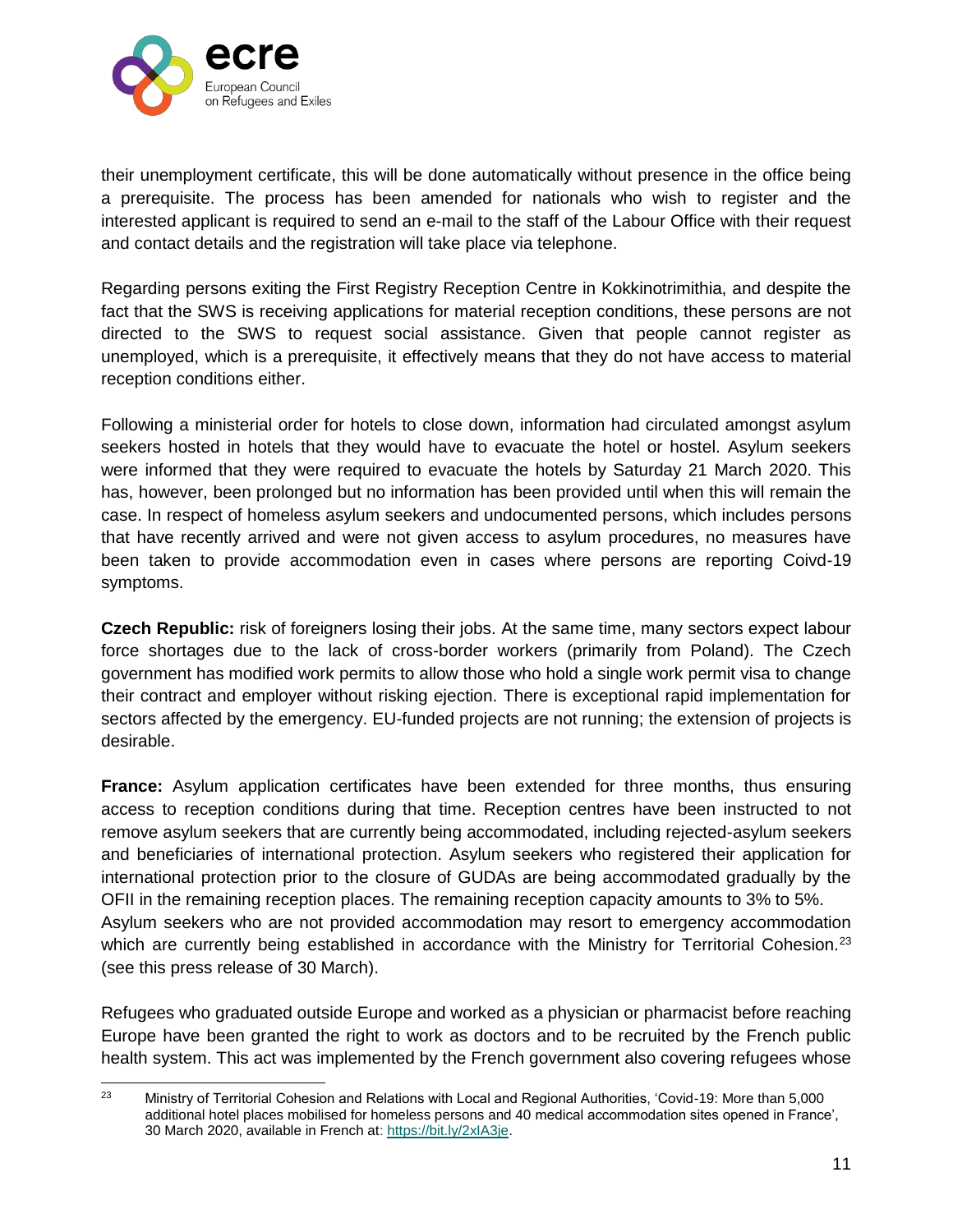their unemployment certificate, this will be done automatically without presence in the office being a prerequisite. The process has been amended for nationals who wish to register and the interested applicant is required to send an e-mail to the staff of the Labour Office with their request and contact details and the registration will take place via telephone.

Regarding persons exiting the First Registry Reception Centre in Kokkinotrimithia, and despite the fact that the SWS is receiving applications for material reception conditions, these persons are not directed to the SWS to request social assistance. Given that people cannot register as unemployed, which is a prerequisite, it effectively means that they do not have access to material reception conditions either.

Following a ministerial order for hotels to close down, information had circulated amongst asylum seekers hosted in hotels that they would have to evacuate the hotel or hostel. Asylum seekers were informed that they were required to evacuate the hotels by Saturday 21 March 2020. This has, however, been prolonged but no information has been provided until when this will remain the case. In respect of homeless asylum seekers and undocumented persons, which includes persons that have recently arrived and were not given access to asylum procedures, no measures have been taken to provide accommodation even in cases where persons are reporting Coivd-19 symptoms.

**Czech Republic:** risk of foreigners losing their jobs. At the same time, many sectors expect labour force shortages due to the lack of cross-border workers (primarily from Poland). The Czech government has modified work permits to allow those who hold a single work permit visa to change their contract and employer without risking ejection. There is exceptional rapid implementation for sectors affected by the emergency. EU-funded projects are not running; the extension of projects is desirable.

**France:** Asylum application certificates have been extended for three months, thus ensuring access to reception conditions during that time. Reception centres have been instructed to not remove asylum seekers that are currently being accommodated, including rejected-asylum seekers and beneficiaries of international protection. Asylum seekers who registered their application for international protection prior to the closure of GUDAs are being accommodated gradually by the OFII in the remaining reception places. The remaining reception capacity amounts to 3% to 5%.
Asylum seekers who are not provided accommodation may resort to emergency accommodation which are currently being established in accordance with the Ministry for Territorial Cohesion.[23] (see this press release of 30 March).

Refugees who graduated outside Europe and worked as a physician or pharmacist before reaching Europe have been granted the right to work as doctors and to be recruited by the French public health system. This act was implemented by the French government also covering refugees whose

---

[23] Ministry of Territorial Cohesion and Relations with Local and Regional Authorities, 'Covid-19: More than 5,000 additional hotel places mobilised for homeless persons and 40 medical accommodation sites opened in France', 30 March 2020, available in French at: https://bit.ly/2xlA3je.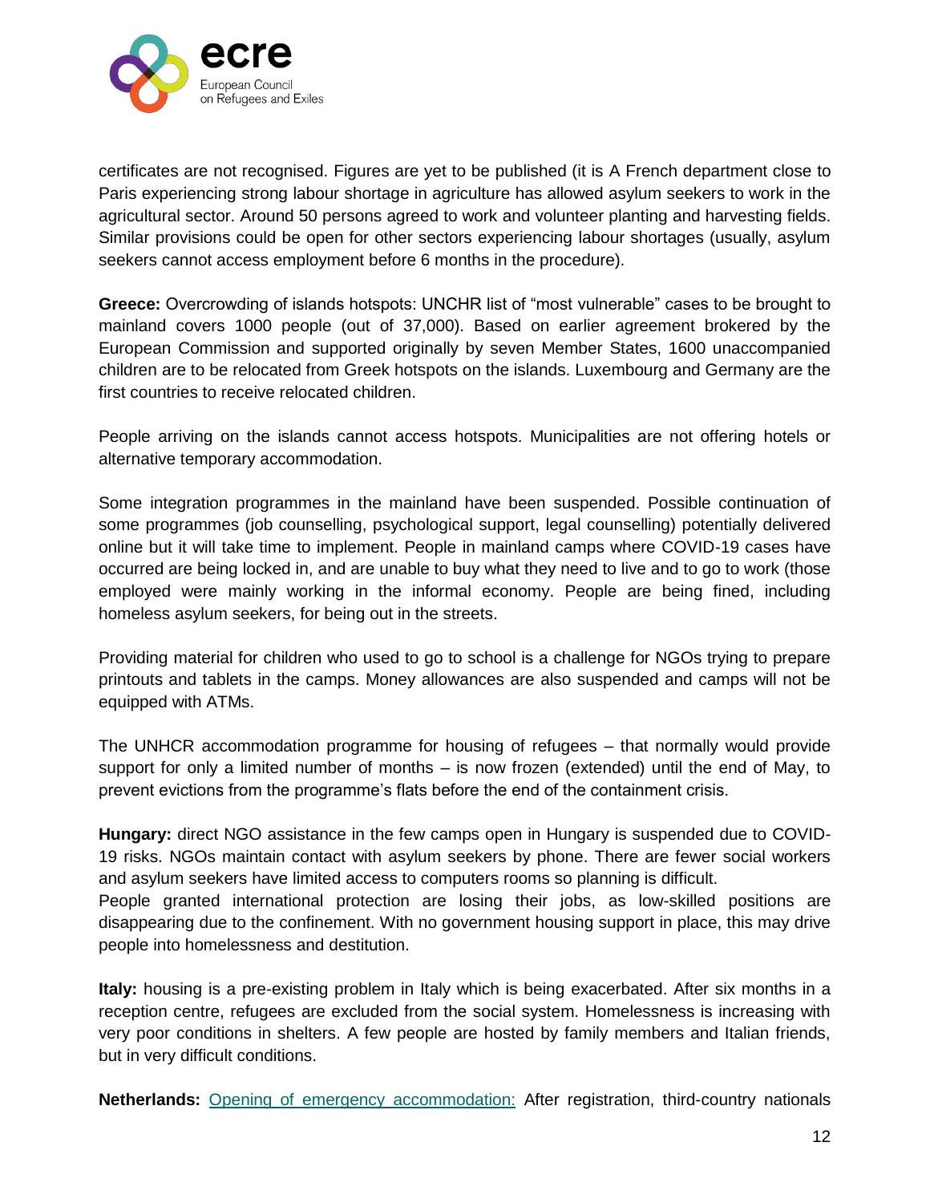certificates are not recognised. Figures are yet to be published (it is A French department close to Paris experiencing strong labour shortage in agriculture has allowed asylum seekers to work in the agricultural sector. Around 50 persons agreed to work and volunteer planting and harvesting fields. Similar provisions could be open for other sectors experiencing labour shortages (usually, asylum seekers cannot access employment before 6 months in the procedure).

**Greece:** Overcrowding of islands hotspots: UNCHR list of "most vulnerable" cases to be brought to mainland covers 1000 people (out of 37,000). Based on earlier agreement brokered by the European Commission and supported originally by seven Member States, 1600 unaccompanied children are to be relocated from Greek hotspots on the islands. Luxembourg and Germany are the first countries to receive relocated children.

People arriving on the islands cannot access hotspots. Municipalities are not offering hotels or alternative temporary accommodation.

Some integration programmes in the mainland have been suspended. Possible continuation of some programmes (job counselling, psychological support, legal counselling) potentially delivered online but it will take time to implement. People in mainland camps where COVID-19 cases have occurred are being locked in, and are unable to buy what they need to live and to go to work (those employed were mainly working in the informal economy. People are being fined, including homeless asylum seekers, for being out in the streets.

Providing material for children who used to go to school is a challenge for NGOs trying to prepare printouts and tablets in the camps. Money allowances are also suspended and camps will not be equipped with ATMs.

The UNHCR accommodation programme for housing of refugees – that normally would provide support for only a limited number of months – is now frozen (extended) until the end of May, to prevent evictions from the programme's flats before the end of the containment crisis.

**Hungary:** direct NGO assistance in the few camps open in Hungary is suspended due to COVID-19 risks. NGOs maintain contact with asylum seekers by phone. There are fewer social workers and asylum seekers have limited access to computers rooms so planning is difficult.
People granted international protection are losing their jobs, as low-skilled positions are disappearing due to the confinement. With no government housing support in place, this may drive people into homelessness and destitution.

**Italy:** housing is a pre-existing problem in Italy which is being exacerbated. After six months in a reception centre, refugees are excluded from the social system. Homelessness is increasing with very poor conditions in shelters. A few people are hosted by family members and Italian friends, but in very difficult conditions.

**Netherlands:** Opening of emergency accommodation: After registration, third-country nationals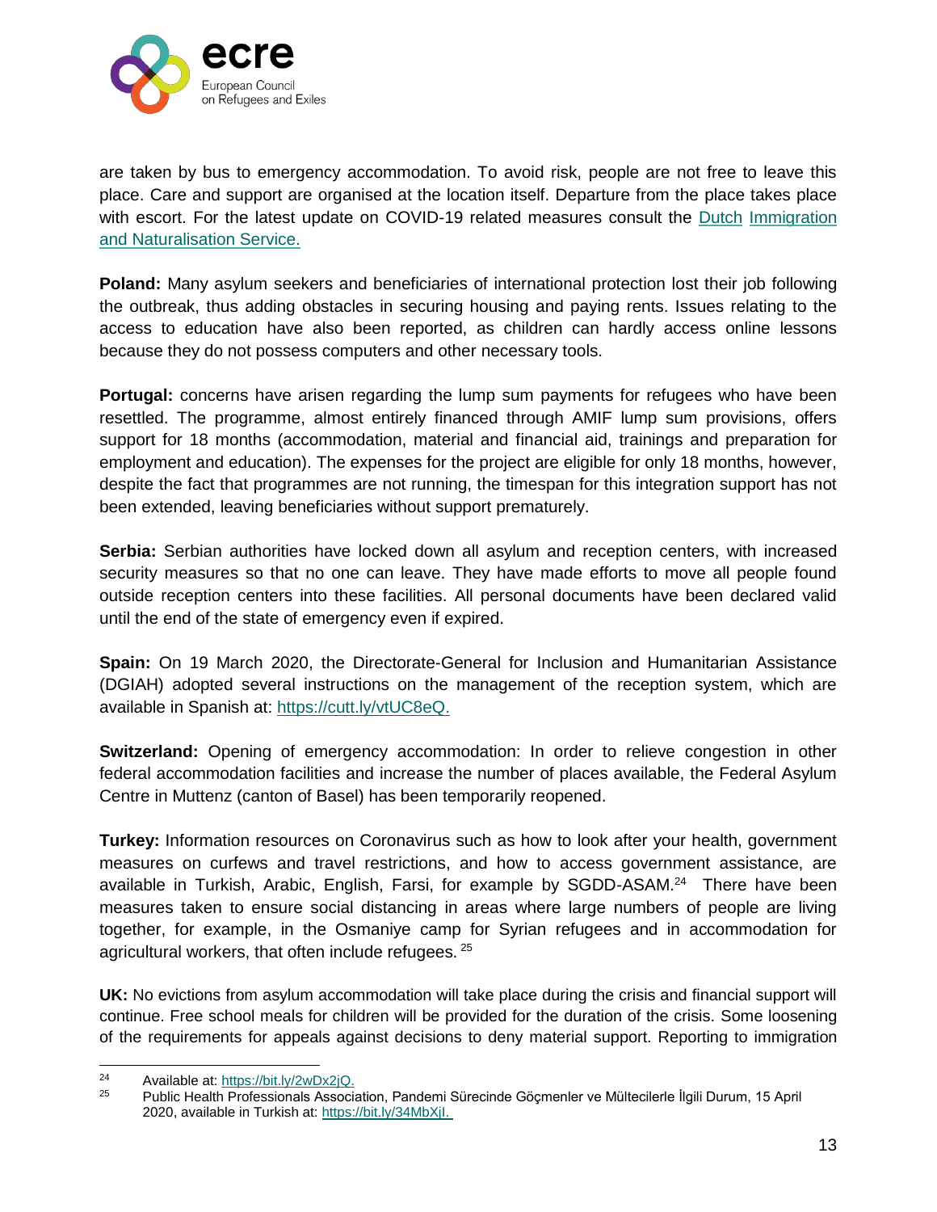are taken by bus to emergency accommodation. To avoid risk, people are not free to leave this place. Care and support are organised at the location itself. Departure from the place takes place with escort. For the latest update on COVID-19 related measures consult the Dutch Immigration and Naturalisation Service.

**Poland:** Many asylum seekers and beneficiaries of international protection lost their job following the outbreak, thus adding obstacles in securing housing and paying rents. Issues relating to the access to education have also been reported, as children can hardly access online lessons because they do not possess computers and other necessary tools.

**Portugal:** concerns have arisen regarding the lump sum payments for refugees who have been resettled. The programme, almost entirely financed through AMIF lump sum provisions, offers support for 18 months (accommodation, material and financial aid, trainings and preparation for employment and education). The expenses for the project are eligible for only 18 months, however, despite the fact that programmes are not running, the timespan for this integration support has not been extended, leaving beneficiaries without support prematurely.

**Serbia:** Serbian authorities have locked down all asylum and reception centers, with increased security measures so that no one can leave. They have made efforts to move all people found outside reception centers into these facilities. All personal documents have been declared valid until the end of the state of emergency even if expired.

**Spain:** On 19 March 2020, the Directorate-General for Inclusion and Humanitarian Assistance (DGIAH) adopted several instructions on the management of the reception system, which are available in Spanish at: https://cutt.ly/vtUC8eQ.

**Switzerland:** Opening of emergency accommodation: In order to relieve congestion in other federal accommodation facilities and increase the number of places available, the Federal Asylum Centre in Muttenz (canton of Basel) has been temporarily reopened.

**Turkey:** Information resources on Coronavirus such as how to look after your health, government measures on curfews and travel restrictions, and how to access government assistance, are available in Turkish, Arabic, English, Farsi, for example by SGDD-ASAM.[24] There have been measures taken to ensure social distancing in areas where large numbers of people are living together, for example, in the Osmaniye camp for Syrian refugees and in accommodation for agricultural workers, that often include refugees.[25]

**UK:** No evictions from asylum accommodation will take place during the crisis and financial support will continue. Free school meals for children will be provided for the duration of the crisis. Some loosening of the requirements for appeals against decisions to deny material support. Reporting to immigration

---

[24] Available at: https://bit.ly/2wDx2jQ.

[25] Public Health Professionals Association, Pandemi Sürecinde Göçmenler ve Mültecilerle İlgili Durum, 15 April 2020, available in Turkish at: https://bit.ly/34MbXjI.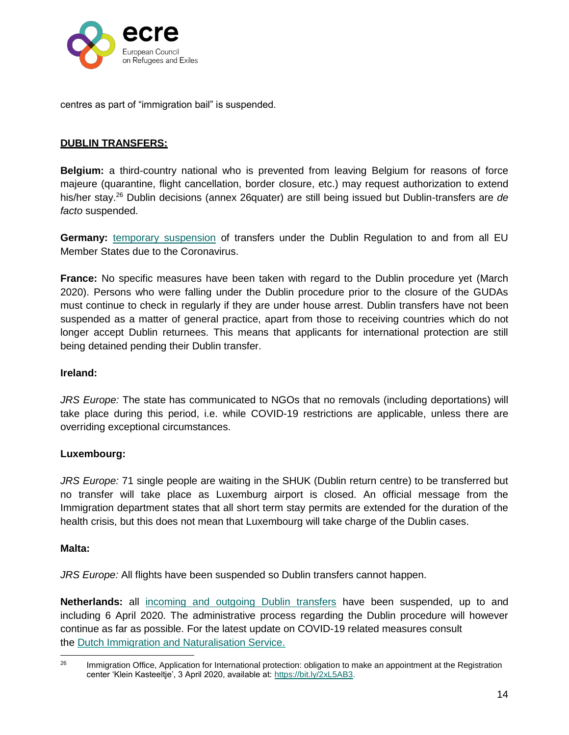centres as part of "immigration bail" is suspended.

**DUBLIN TRANSFERS:**

**Belgium:** a third-country national who is prevented from leaving Belgium for reasons of force majeure (quarantine, flight cancellation, border closure, etc.) may request authorization to extend his/her stay.[26] Dublin decisions (annex 26quater) are still being issued but Dublin-transfers are *de facto* suspended.

**Germany:** temporary suspension of transfers under the Dublin Regulation to and from all EU Member States due to the Coronavirus.

**France:** No specific measures have been taken with regard to the Dublin procedure yet (March 2020). Persons who were falling under the Dublin procedure prior to the closure of the GUDAs must continue to check in regularly if they are under house arrest. Dublin transfers have not been suspended as a matter of general practice, apart from those to receiving countries which do not longer accept Dublin returnees. This means that applicants for international protection are still being detained pending their Dublin transfer.

**Ireland:**

*JRS Europe:* The state has communicated to NGOs that no removals (including deportations) will take place during this period, i.e. while COVID-19 restrictions are applicable, unless there are overriding exceptional circumstances.

**Luxembourg:**

*JRS Europe:* 71 single people are waiting in the SHUK (Dublin return centre) to be transferred but no transfer will take place as Luxemburg airport is closed. An official message from the Immigration department states that all short term stay permits are extended for the duration of the health crisis, but this does not mean that Luxembourg will take charge of the Dublin cases.

**Malta:**

*JRS Europe:* All flights have been suspended so Dublin transfers cannot happen.

**Netherlands:** all incoming and outgoing Dublin transfers have been suspended, up to and including 6 April 2020. The administrative process regarding the Dublin procedure will however continue as far as possible. For the latest update on COVID-19 related measures consult the Dutch Immigration and Naturalisation Service.

---

[26] Immigration Office, Application for International protection: obligation to make an appointment at the Registration center 'Klein Kasteeltje', 3 April 2020, available at: https://bit.ly/2xL5AB3.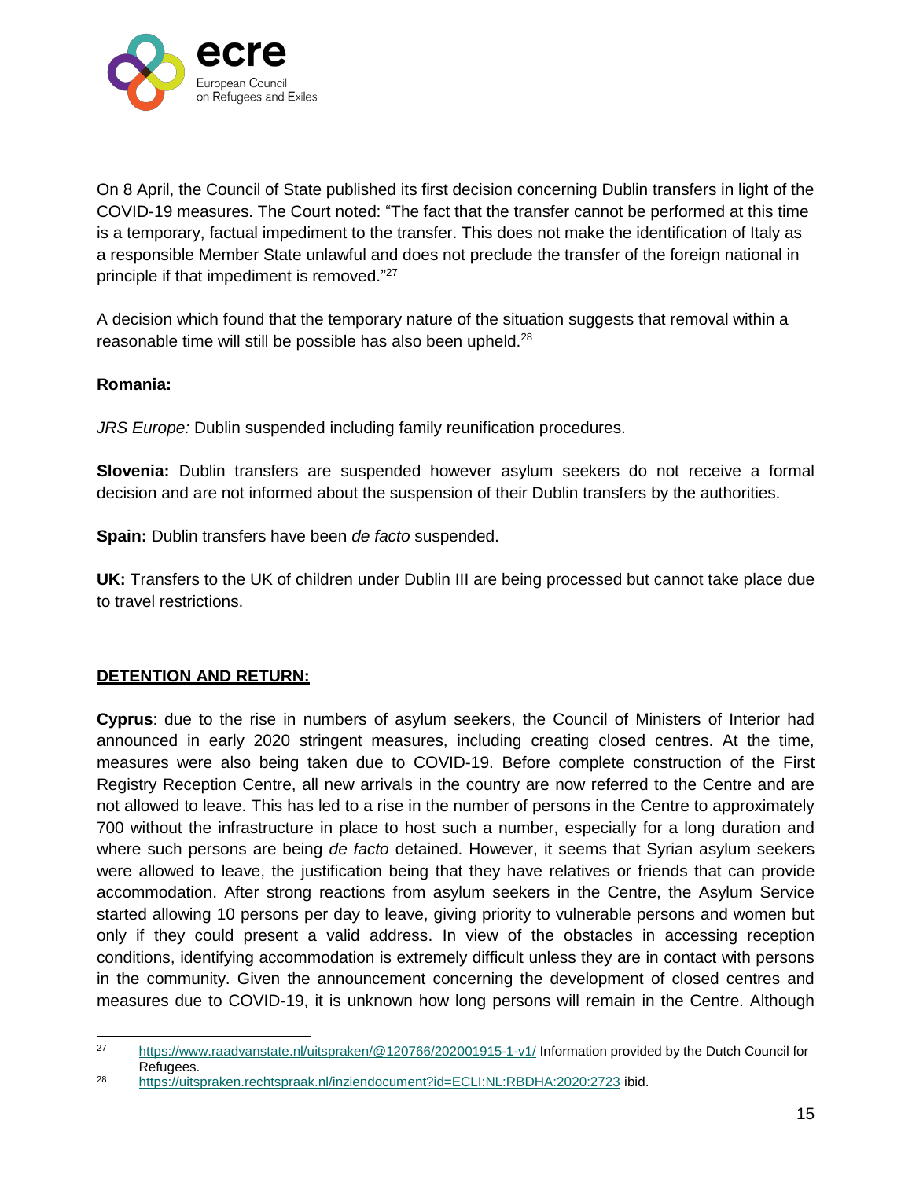On 8 April, the Council of State published its first decision concerning Dublin transfers in light of the COVID-19 measures. The Court noted: "The fact that the transfer cannot be performed at this time is a temporary, factual impediment to the transfer. This does not make the identification of Italy as a responsible Member State unlawful and does not preclude the transfer of the foreign national in principle if that impediment is removed."[27]

A decision which found that the temporary nature of the situation suggests that removal within a reasonable time will still be possible has also been upheld.[28]

**Romania:**

*JRS Europe:* Dublin suspended including family reunification procedures.

**Slovenia:** Dublin transfers are suspended however asylum seekers do not receive a formal decision and are not informed about the suspension of their Dublin transfers by the authorities.

**Spain:** Dublin transfers have been *de facto* suspended.

**UK:** Transfers to the UK of children under Dublin III are being processed but cannot take place due to travel restrictions.

## DETENTION AND RETURN:

**Cyprus**: due to the rise in numbers of asylum seekers, the Council of Ministers of Interior had announced in early 2020 stringent measures, including creating closed centres. At the time, measures were also being taken due to COVID-19. Before complete construction of the First Registry Reception Centre, all new arrivals in the country are now referred to the Centre and are not allowed to leave. This has led to a rise in the number of persons in the Centre to approximately 700 without the infrastructure in place to host such a number, especially for a long duration and where such persons are being *de facto* detained. However, it seems that Syrian asylum seekers were allowed to leave, the justification being that they have relatives or friends that can provide accommodation. After strong reactions from asylum seekers in the Centre, the Asylum Service started allowing 10 persons per day to leave, giving priority to vulnerable persons and women but only if they could present a valid address. In view of the obstacles in accessing reception conditions, identifying accommodation is extremely difficult unless they are in contact with persons in the community. Given the announcement concerning the development of closed centres and measures due to COVID-19, it is unknown how long persons will remain in the Centre. Although

---

[27] https://www.raadvanstate.nl/uitspraken/@120766/202001915-1-v1/ Information provided by the Dutch Council for Refugees.

[28] https://uitspraken.rechtspraak.nl/inziendocument?id=ECLI:NL:RBDHA:2020:2723 ibid.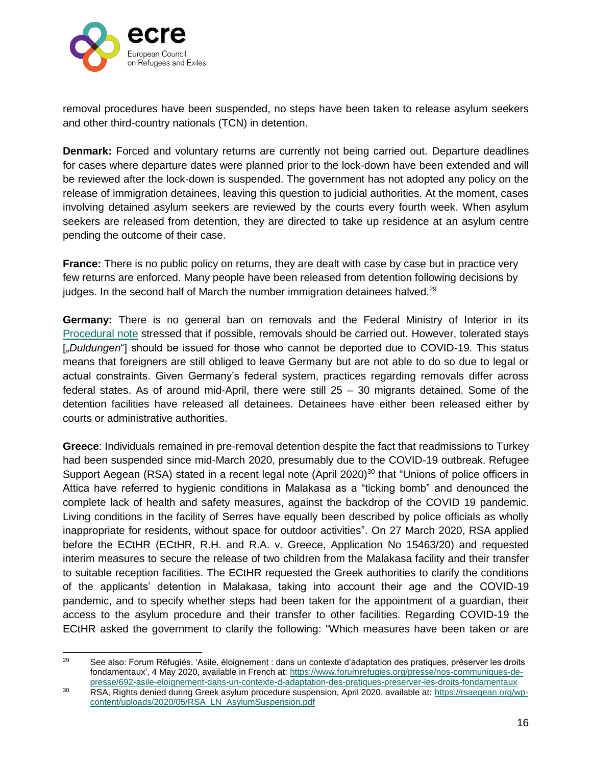removal procedures have been suspended, no steps have been taken to release asylum seekers and other third-country nationals (TCN) in detention.

**Denmark:** Forced and voluntary returns are currently not being carried out. Departure deadlines for cases where departure dates were planned prior to the lock-down have been extended and will be reviewed after the lock-down is suspended. The government has not adopted any policy on the release of immigration detainees, leaving this question to judicial authorities. At the moment, cases involving detained asylum seekers are reviewed by the courts every fourth week. When asylum seekers are released from detention, they are directed to take up residence at an asylum centre pending the outcome of their case.

**France:** There is no public policy on returns, they are dealt with case by case but in practice very few returns are enforced. Many people have been released from detention following decisions by judges. In the second half of March the number immigration detainees halved.[29]

**Germany:** There is no general ban on removals and the Federal Ministry of Interior in its Procedural note stressed that if possible, removals should be carried out. However, tolerated stays [„*Duldungen*"] should be issued for those who cannot be deported due to COVID-19. This status means that foreigners are still obliged to leave Germany but are not able to do so due to legal or actual constraints. Given Germany's federal system, practices regarding removals differ across federal states. As of around mid-April, there were still 25 – 30 migrants detained. Some of the detention facilities have released all detainees. Detainees have either been released either by courts or administrative authorities.

**Greece**: Individuals remained in pre-removal detention despite the fact that readmissions to Turkey had been suspended since mid-March 2020, presumably due to the COVID-19 outbreak. Refugee Support Aegean (RSA) stated in a recent legal note (April 2020)[30] that "Unions of police officers in Attica have referred to hygienic conditions in Malakasa as a "ticking bomb" and denounced the complete lack of health and safety measures, against the backdrop of the COVID 19 pandemic. Living conditions in the facility of Serres have equally been described by police officials as wholly inappropriate for residents, without space for outdoor activities". On 27 March 2020, RSA applied before the ECtHR (ECtHR, R.H. and R.A. v. Greece, Application No 15463/20) and requested interim measures to secure the release of two children from the Malakasa facility and their transfer to suitable reception facilities. The ECtHR requested the Greek authorities to clarify the conditions of the applicants' detention in Malakasa, taking into account their age and the COVID-19 pandemic, and to specify whether steps had been taken for the appointment of a guardian, their access to the asylum procedure and their transfer to other facilities. Regarding COVID-19 the ECtHR asked the government to clarify the following: "Which measures have been taken or are

---

[29] See also: Forum Réfugiés, 'Asile, éloignement : dans un contexte d'adaptation des pratiques, préserver les droits fondamentaux', 4 May 2020, available in French at: https://www.forumrefugies.org/presse/nos-communiques-de-presse/692-asile-eloignement-dans-un-contexte-d-adaptation-des-pratiques-preserver-les-droits-fondamentaux

[30] RSA, Rights denied during Greek asylum procedure suspension, April 2020, available at: https://rsaegean.org/wp-content/uploads/2020/05/RSA_LN_AsylumSuspension.pdf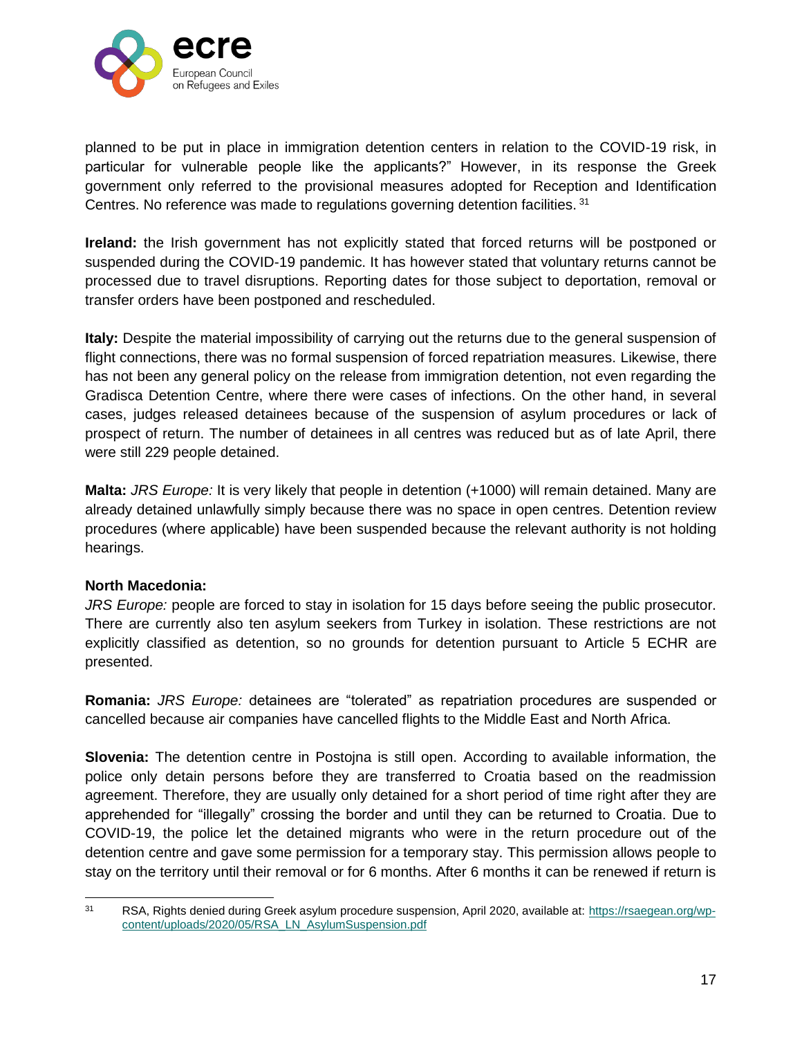planned to be put in place in immigration detention centers in relation to the COVID-19 risk, in particular for vulnerable people like the applicants?" However, in its response the Greek government only referred to the provisional measures adopted for Reception and Identification Centres. No reference was made to regulations governing detention facilities. [31]

**Ireland:** the Irish government has not explicitly stated that forced returns will be postponed or suspended during the COVID-19 pandemic. It has however stated that voluntary returns cannot be processed due to travel disruptions. Reporting dates for those subject to deportation, removal or transfer orders have been postponed and rescheduled.

**Italy:** Despite the material impossibility of carrying out the returns due to the general suspension of flight connections, there was no formal suspension of forced repatriation measures. Likewise, there has not been any general policy on the release from immigration detention, not even regarding the Gradisca Detention Centre, where there were cases of infections. On the other hand, in several cases, judges released detainees because of the suspension of asylum procedures or lack of prospect of return. The number of detainees in all centres was reduced but as of late April, there were still 229 people detained.

**Malta:** *JRS Europe:* It is very likely that people in detention (+1000) will remain detained. Many are already detained unlawfully simply because there was no space in open centres. Detention review procedures (where applicable) have been suspended because the relevant authority is not holding hearings.

**North Macedonia:**

*JRS Europe:* people are forced to stay in isolation for 15 days before seeing the public prosecutor. There are currently also ten asylum seekers from Turkey in isolation. These restrictions are not explicitly classified as detention, so no grounds for detention pursuant to Article 5 ECHR are presented.

**Romania:** *JRS Europe:* detainees are "tolerated" as repatriation procedures are suspended or cancelled because air companies have cancelled flights to the Middle East and North Africa.

**Slovenia:** The detention centre in Postojna is still open. According to available information, the police only detain persons before they are transferred to Croatia based on the readmission agreement. Therefore, they are usually only detained for a short period of time right after they are apprehended for "illegally" crossing the border and until they can be returned to Croatia. Due to COVID-19, the police let the detained migrants who were in the return procedure out of the detention centre and gave some permission for a temporary stay. This permission allows people to stay on the territory until their removal or for 6 months. After 6 months it can be renewed if return is

---

[31] RSA, Rights denied during Greek asylum procedure suspension, April 2020, available at: https://rsaegean.org/wp-content/uploads/2020/05/RSA_LN_AsylumSuspension.pdf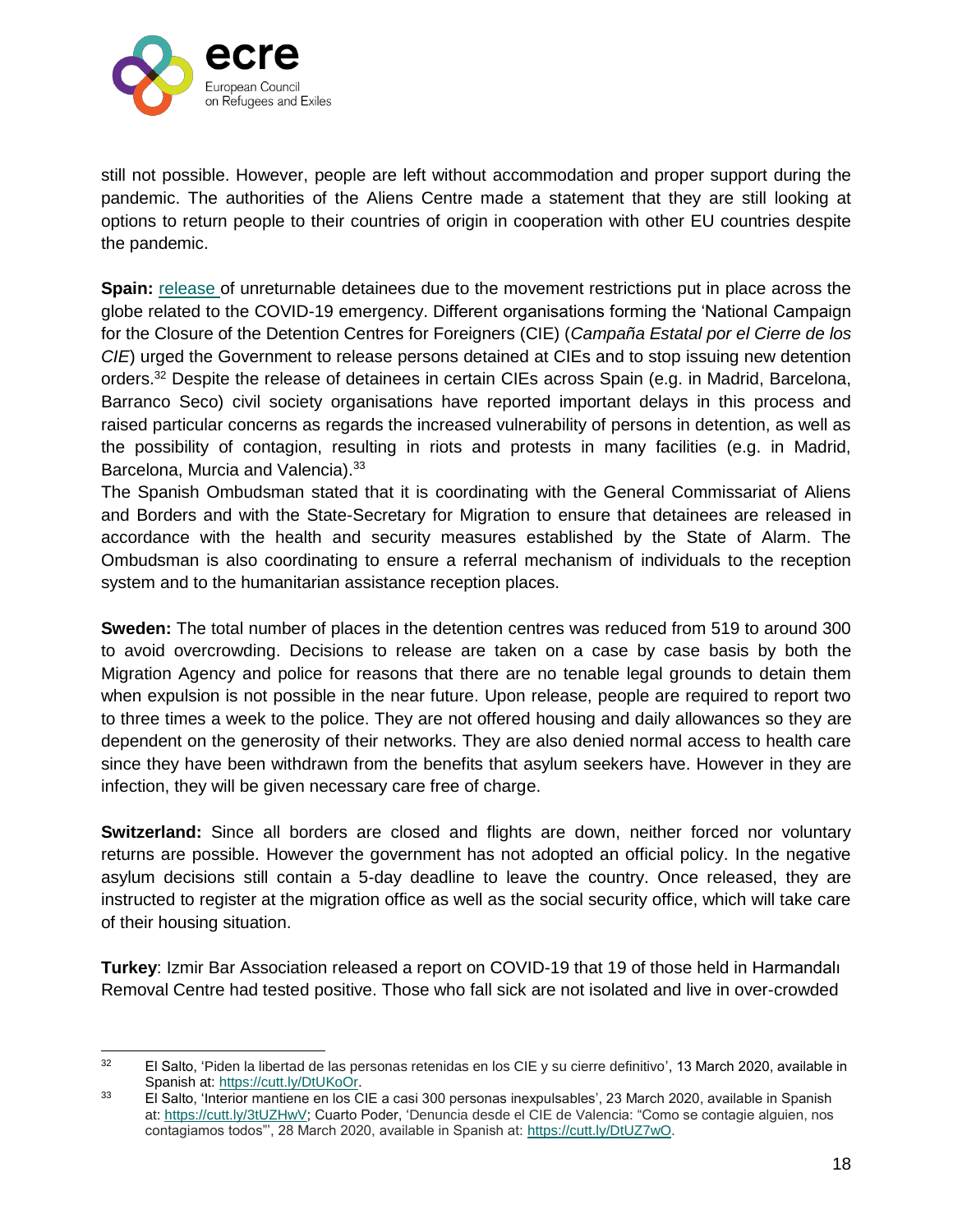still not possible. However, people are left without accommodation and proper support during the pandemic. The authorities of the Aliens Centre made a statement that they are still looking at options to return people to their countries of origin in cooperation with other EU countries despite the pandemic.

**Spain:** release of unreturnable detainees due to the movement restrictions put in place across the globe related to the COVID-19 emergency. Different organisations forming the 'National Campaign for the Closure of the Detention Centres for Foreigners (CIE) (*Campaña Estatal por el Cierre de los CIE*) urged the Government to release persons detained at CIEs and to stop issuing new detention orders.[32] Despite the release of detainees in certain CIEs across Spain (e.g. in Madrid, Barcelona, Barranco Seco) civil society organisations have reported important delays in this process and raised particular concerns as regards the increased vulnerability of persons in detention, as well as the possibility of contagion, resulting in riots and protests in many facilities (e.g. in Madrid, Barcelona, Murcia and Valencia).[33]
The Spanish Ombudsman stated that it is coordinating with the General Commissariat of Aliens and Borders and with the State-Secretary for Migration to ensure that detainees are released in accordance with the health and security measures established by the State of Alarm. The Ombudsman is also coordinating to ensure a referral mechanism of individuals to the reception system and to the humanitarian assistance reception places.

**Sweden:** The total number of places in the detention centres was reduced from 519 to around 300 to avoid overcrowding. Decisions to release are taken on a case by case basis by both the Migration Agency and police for reasons that there are no tenable legal grounds to detain them when expulsion is not possible in the near future. Upon release, people are required to report two to three times a week to the police. They are not offered housing and daily allowances so they are dependent on the generosity of their networks. They are also denied normal access to health care since they have been withdrawn from the benefits that asylum seekers have. However in they are infection, they will be given necessary care free of charge.

**Switzerland:** Since all borders are closed and flights are down, neither forced nor voluntary returns are possible. However the government has not adopted an official policy. In the negative asylum decisions still contain a 5-day deadline to leave the country. Once released, they are instructed to register at the migration office as well as the social security office, which will take care of their housing situation.

**Turkey**: Izmir Bar Association released a report on COVID-19 that 19 of those held in Harmandalı Removal Centre had tested positive. Those who fall sick are not isolated and live in over-crowded

---

[32] El Salto, 'Piden la libertad de las personas retenidas en los CIE y su cierre definitivo', 13 March 2020, available in Spanish at: https://cutt.ly/DtUKoOr.

[33] El Salto, 'Interior mantiene en los CIE a casi 300 personas inexpulsables', 23 March 2020, available in Spanish at: https://cutt.ly/3tUZHwV; Cuarto Poder, 'Denuncia desde el CIE de Valencia: "Como se contagie alguien, nos contagiamos todos"', 28 March 2020, available in Spanish at: https://cutt.ly/DtUZ7wO.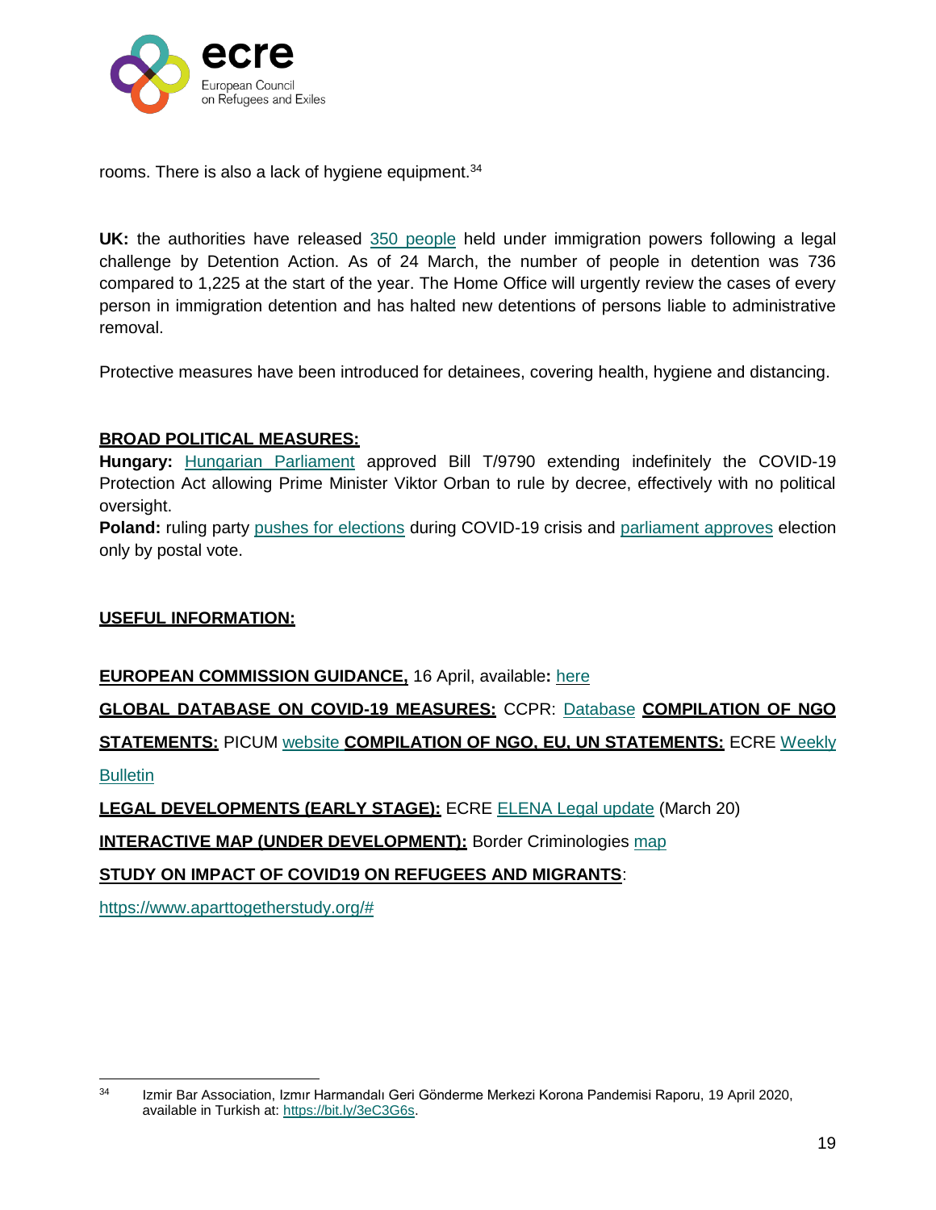rooms. There is also a lack of hygiene equipment.[34]

**UK:** the authorities have released 350 people held under immigration powers following a legal challenge by Detention Action. As of 24 March, the number of people in detention was 736 compared to 1,225 at the start of the year. The Home Office will urgently review the cases of every person in immigration detention and has halted new detentions of persons liable to administrative removal.

Protective measures have been introduced for detainees, covering health, hygiene and distancing.

## BROAD POLITICAL MEASURES:

**Hungary:** Hungarian Parliament approved Bill T/9790 extending indefinitely the COVID-19 Protection Act allowing Prime Minister Viktor Orban to rule by decree, effectively with no political oversight.

**Poland:** ruling party pushes for elections during COVID-19 crisis and parliament approves election only by postal vote.

## USEFUL INFORMATION:

**EUROPEAN COMMISSION GUIDANCE,** 16 April, available**:** here

**GLOBAL DATABASE ON COVID-19 MEASURES:** CCPR: Database **COMPILATION OF NGO STATEMENTS:** PICUM website **COMPILATION OF NGO, EU, UN STATEMENTS:** ECRE Weekly Bulletin

**LEGAL DEVELOPMENTS (EARLY STAGE):** ECRE ELENA Legal update (March 20)

**INTERACTIVE MAP (UNDER DEVELOPMENT):** Border Criminologies map

**STUDY ON IMPACT OF COVID19 ON REFUGEES AND MIGRANTS**:

https://www.aparttogetherstudy.org/#

---

[34] Izmir Bar Association, Izmır Harmandalı Geri Gönderme Merkezi Korona Pandemisi Raporu, 19 April 2020, available in Turkish at: https://bit.ly/3eC3G6s.